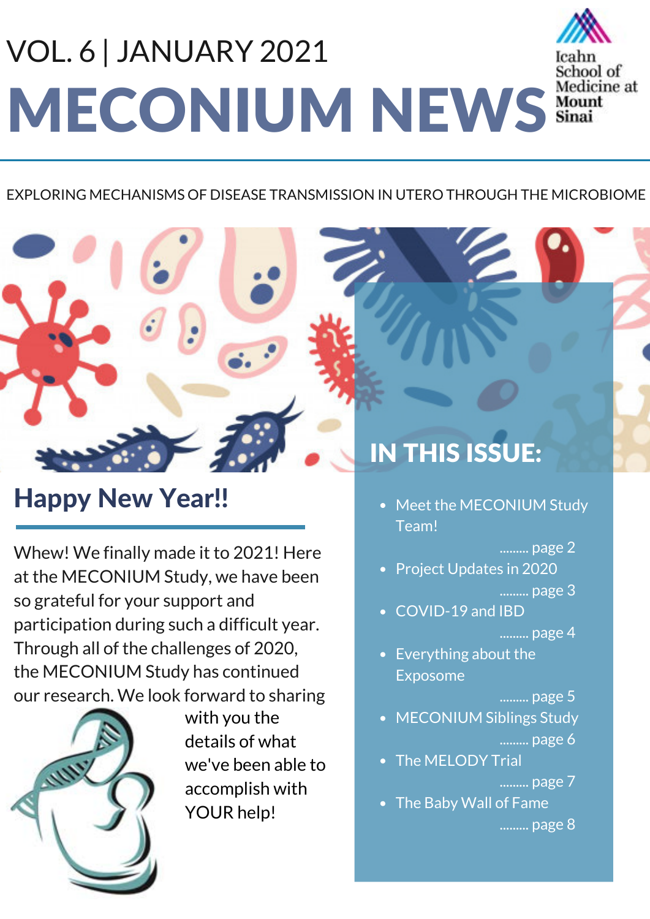VOL. 6 | JANUARY 2021

# MECONIUM NEWS

Icahn School of Medicine at Mount Sinai

EXPLORING MECHANISMS OF DISEASE TRANSMISSION IN UTERO THROUGH THE MICROBIOME

## Happy New Year!!

Whew! We finally made it to 2021! Here at the MECONIUM Study, we have been so grateful for your support and participation during such a difficult year. Through all of the challenges of 2020, the MECONIUM Study has continued our research. We look forward to sharing with you the details of what we've been able to accomplish with YOUR help!

## IN THIS ISSUE:

- Meet the MECONIUM Study Team! ......... page 2
- Project Updates in 2020 ......... page 3
- COVID-19 and IBD ......... page 4
- Everything about the Exposome ......... page 5
- MECONIUM Siblings Study ......... page 6
- The MELODY Trial ......... page 7
- The Baby Wall of Fame ......... page 8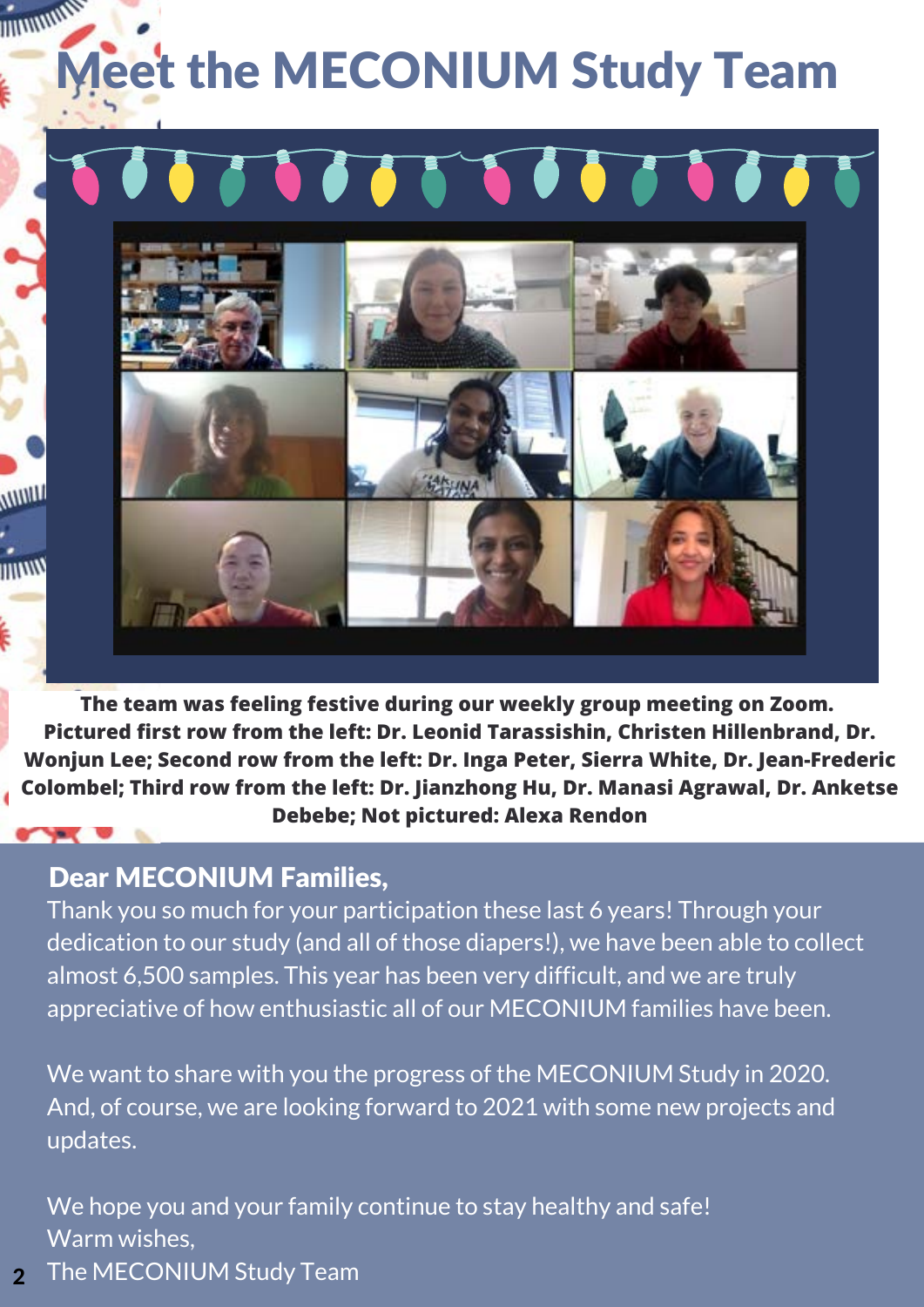# Meet the MECONIUM Study Team

**The team was feeling festive during our weekly group meeting on Zoom. Pictured first row from the left: Dr. Leonid Tarassishin, Christen Hillenbrand, Dr. Wonjun Lee; Second row from the left: Dr. Inga Peter, Sierra White, Dr. Jean-Frederic Colombel; Third row from the left: Dr. Jianzhong Hu, Dr. Manasi Agrawal, Dr. Anketse Debebe; Not pictured: Alexa Rendon**

## Dear MECONIUM Families,

Thank you so much for your participation these last 6 years! Through your dedication to our study (and all of those diapers!), we have been able to collect almost 6,500 samples. This year has been very difficult, and we are truly appreciative of how enthusiastic all of our MECONIUM families have been.

We want to share with you the progress of the MECONIUM Study in 2020. And, of course, we are looking forward to 2021 with some new projects and updates.

We hope you and your family continue to stay healthy and safe!
Warm wishes,
The MECONIUM Study Team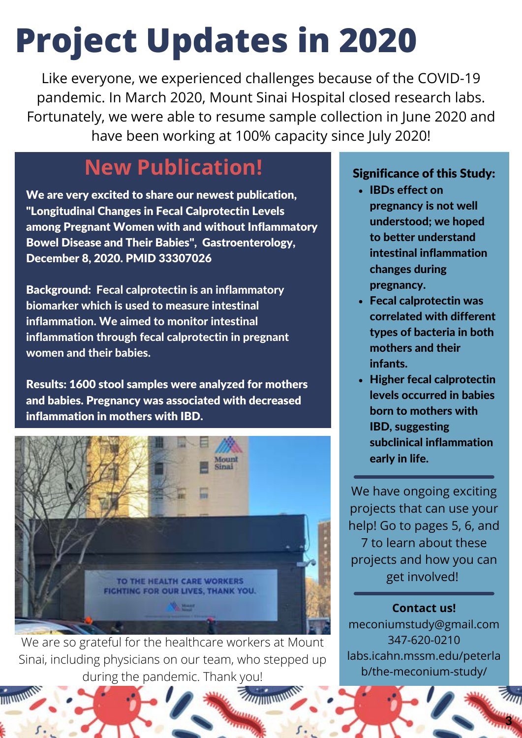# Project Updates in 2020

Like everyone, we experienced challenges because of the COVID-19 pandemic. In March 2020, Mount Sinai Hospital closed research labs. Fortunately, we were able to resume sample collection in June 2020 and have been working at 100% capacity since July 2020!

## New Publication!

**We are very excited to share our newest publication, "Longitudinal Changes in Fecal Calprotectin Levels among Pregnant Women with and without Inflammatory Bowel Disease and Their Babies", Gastroenterology, December 8, 2020. PMID 33307026**

**Background: Fecal calprotectin is an inflammatory biomarker which is used to measure intestinal inflammation. We aimed to monitor intestinal inflammation through fecal calprotectin in pregnant women and their babies.**

**Results: 1600 stool samples were analyzed for mothers and babies. Pregnancy was associated with decreased inflammation in mothers with IBD.**

We are so grateful for the healthcare workers at Mount Sinai, including physicians on our team, who stepped up during the pandemic. Thank you!

**Significance of this Study:**

- **IBDs effect on pregnancy is not well understood; we hoped to better understand intestinal inflammation changes during pregnancy.**
- **Fecal calprotectin was correlated with different types of bacteria in both mothers and their infants.**
- **Higher fecal calprotectin levels occurred in babies born to mothers with IBD, suggesting subclinical inflammation early in life.**

We have ongoing exciting projects that can use your help! Go to pages 5, 6, and 7 to learn about these projects and how you can get involved!

**Contact us!**

meconiumstudy@gmail.com
347-620-0210
labs.icahn.mssm.edu/peterlab/the-meconium-study/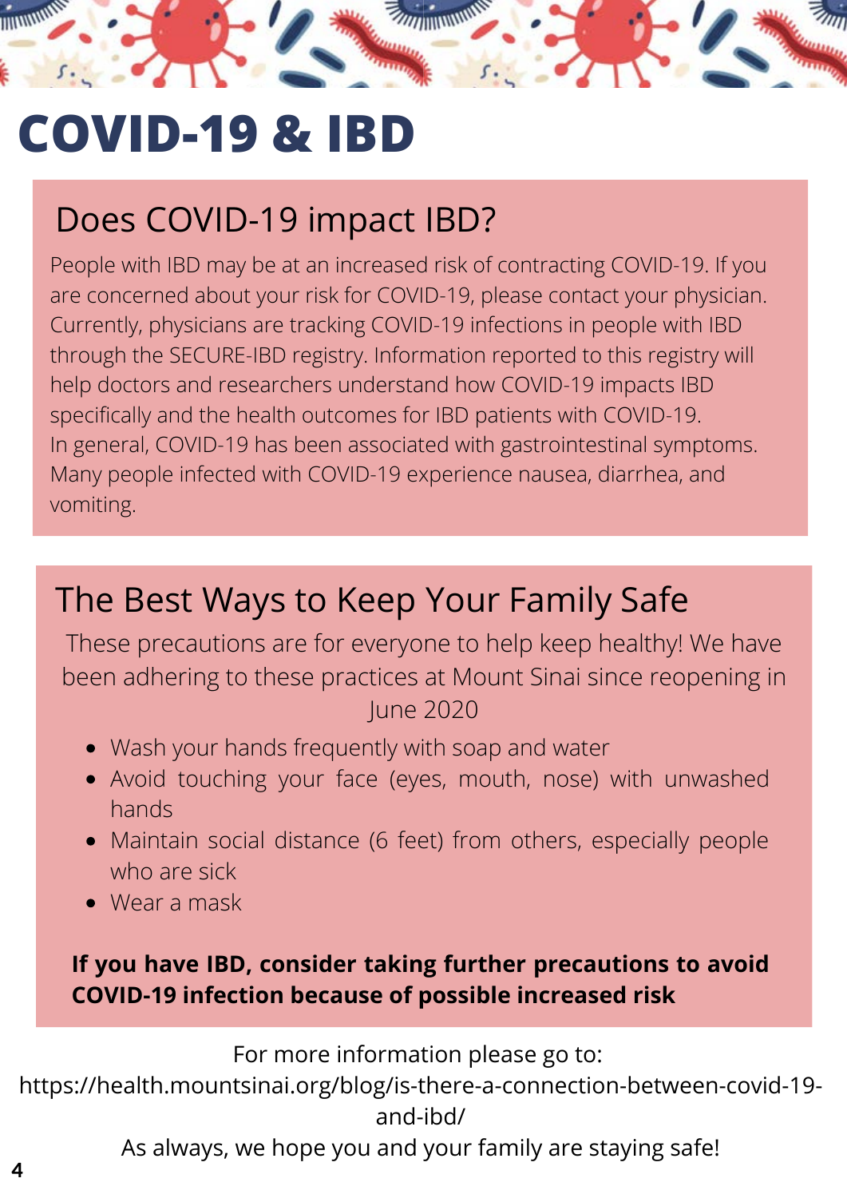# COVID-19 & IBD

## Does COVID-19 impact IBD?

People with IBD may be at an increased risk of contracting COVID-19. If you are concerned about your risk for COVID-19, please contact your physician. Currently, physicians are tracking COVID-19 infections in people with IBD through the SECURE-IBD registry. Information reported to this registry will help doctors and researchers understand how COVID-19 impacts IBD specifically and the health outcomes for IBD patients with COVID-19.
In general, COVID-19 has been associated with gastrointestinal symptoms. Many people infected with COVID-19 experience nausea, diarrhea, and vomiting.

## The Best Ways to Keep Your Family Safe

These precautions are for everyone to help keep healthy! We have been adhering to these practices at Mount Sinai since reopening in June 2020

- Wash your hands frequently with soap and water
- Avoid touching your face (eyes, mouth, nose) with unwashed hands
- Maintain social distance (6 feet) from others, especially people who are sick
- Wear a mask

**If you have IBD, consider taking further precautions to avoid COVID-19 infection because of possible increased risk**

For more information please go to:
https://health.mountsinai.org/blog/is-there-a-connection-between-covid-19-and-ibd/
As always, we hope you and your family are staying safe!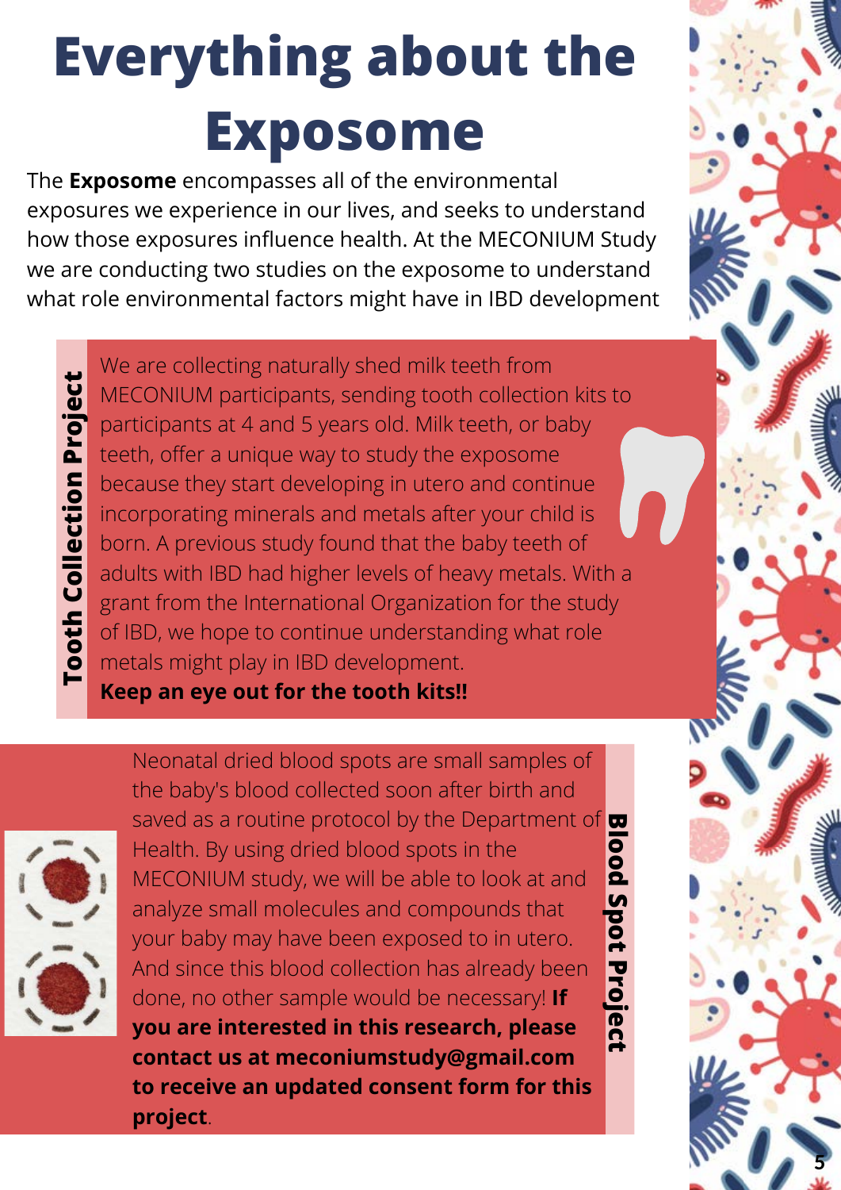# Everything about the Exposome

The **Exposome** encompasses all of the environmental exposures we experience in our lives, and seeks to understand how those exposures influence health. At the MECONIUM Study we are conducting two studies on the exposome to understand what role environmental factors might have in IBD development

## Tooth Collection Project

We are collecting naturally shed milk teeth from MECONIUM participants, sending tooth collection kits to participants at 4 and 5 years old. Milk teeth, or baby teeth, offer a unique way to study the exposome because they start developing in utero and continue incorporating minerals and metals after your child is born. A previous study found that the baby teeth of adults with IBD had higher levels of heavy metals. With a grant from the International Organization for the study of IBD, we hope to continue understanding what role metals might play in IBD development.

**Keep an eye out for the tooth kits!!**

## Blood Spot Project

Neonatal dried blood spots are small samples of the baby's blood collected soon after birth and saved as a routine protocol by the Department of Health. By using dried blood spots in the MECONIUM study, we will be able to look at and analyze small molecules and compounds that your baby may have been exposed to in utero. And since this blood collection has already been done, no other sample would be necessary! **If you are interested in this research, please contact us at meconiumstudy@gmail.com to receive an updated consent form for this project**.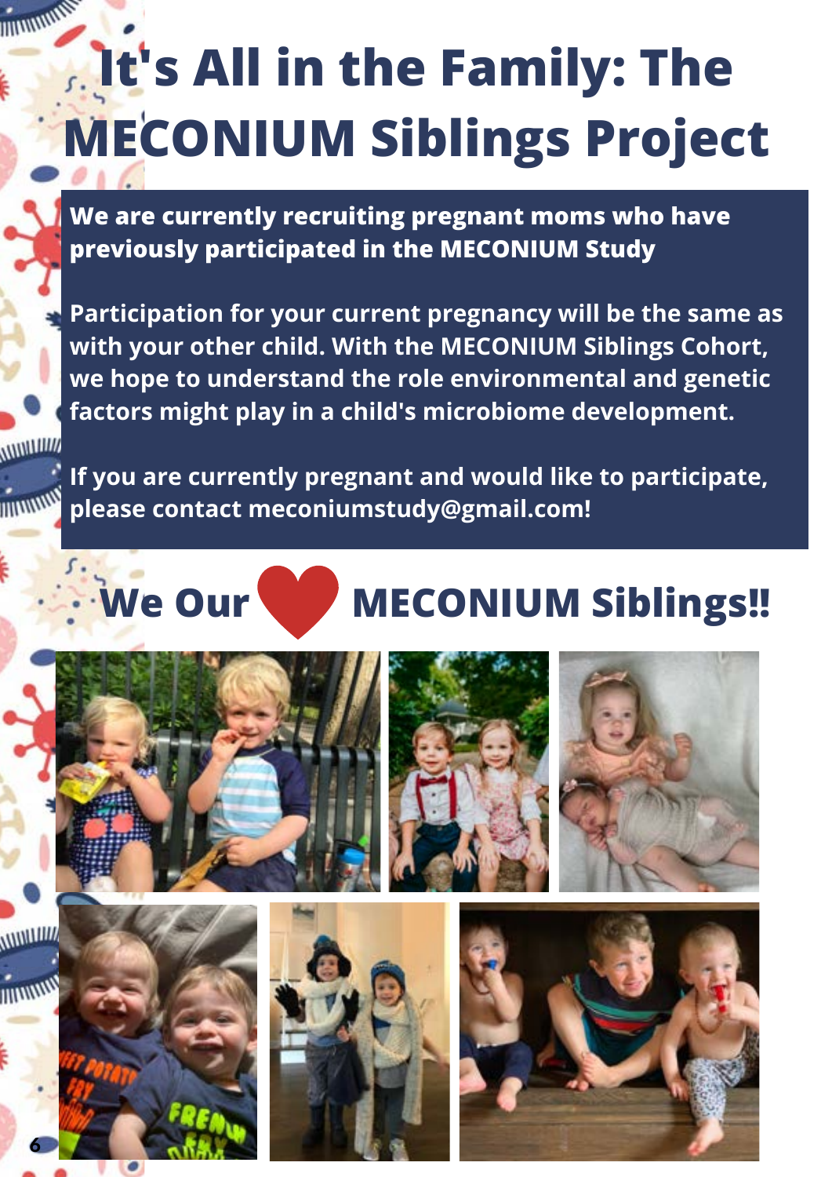# It's All in the Family: The MECONIUM Siblings Project

**We are currently recruiting pregnant moms who have previously participated in the MECONIUM Study**

**Participation for your current pregnancy will be the same as with your other child. With the MECONIUM Siblings Cohort, we hope to understand the role environmental and genetic factors might play in a child's microbiome development.**

**If you are currently pregnant and would like to participate, please contact meconiumstudy@gmail.com!**

## We Our ❤ MECONIUM Siblings!!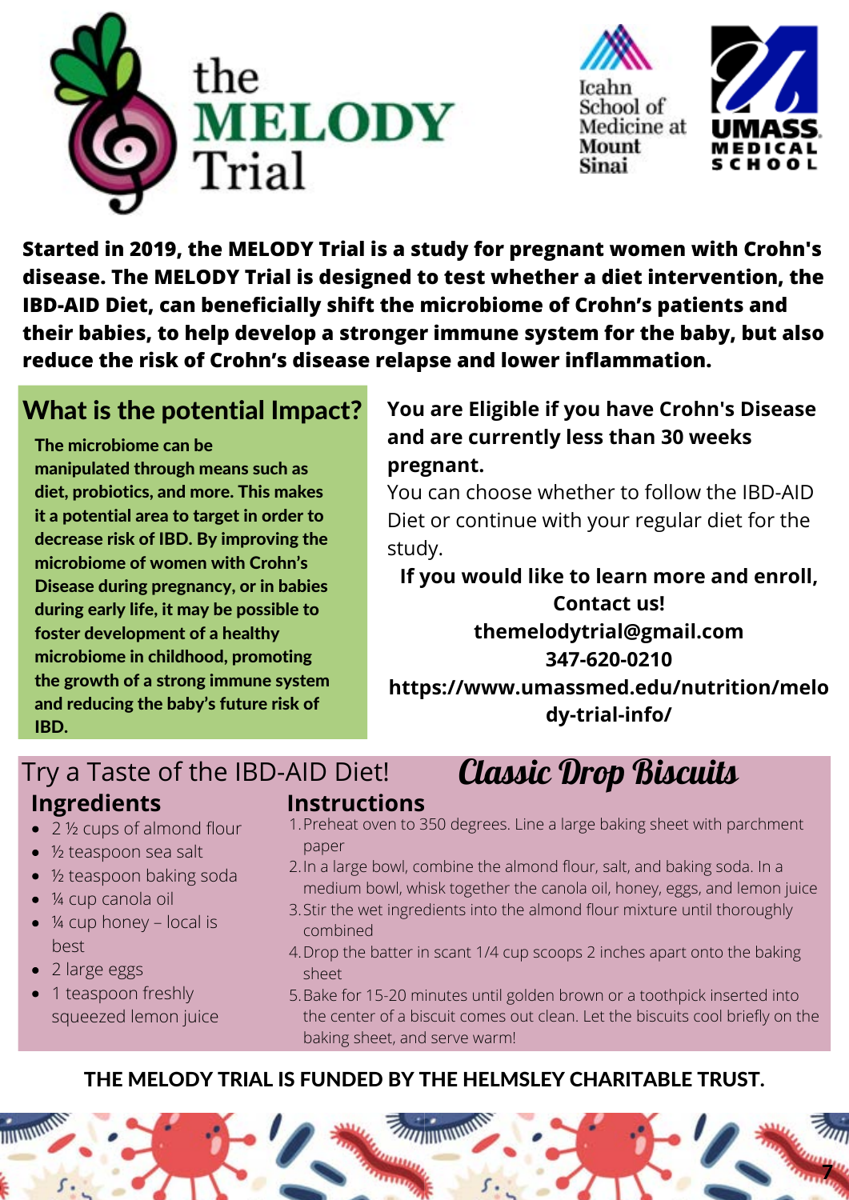# the MELODY Trial

Icahn School of Medicine at Mount Sinai

UMASS MEDICAL SCHOOL

**Started in 2019, the MELODY Trial is a study for pregnant women with Crohn's disease. The MELODY Trial is designed to test whether a diet intervention, the IBD-AID Diet, can beneficially shift the microbiome of Crohn's patients and their babies, to help develop a stronger immune system for the baby, but also reduce the risk of Crohn's disease relapse and lower inflammation.**

## What is the potential Impact?

**The microbiome can be manipulated through means such as diet, probiotics, and more. This makes it a potential area to target in order to decrease risk of IBD. By improving the microbiome of women with Crohn's Disease during pregnancy, or in babies during early life, it may be possible to foster development of a healthy microbiome in childhood, promoting the growth of a strong immune system and reducing the baby's future risk of IBD.**

**You are Eligible if you have Crohn's Disease and are currently less than 30 weeks pregnant.**

You can choose whether to follow the IBD-AID Diet or continue with your regular diet for the study.

**If you would like to learn more and enroll, Contact us!**
**themelodytrial@gmail.com**
**347-620-0210**
**https://www.umassmed.edu/nutrition/melody-trial-info/**

## Try a Taste of the IBD-AID Diet! *Classic Drop Biscuits*

### Ingredients

- 2 ½ cups of almond flour
- ½ teaspoon sea salt
- ½ teaspoon baking soda
- ¼ cup canola oil
- ¼ cup honey – local is best
- 2 large eggs
- 1 teaspoon freshly squeezed lemon juice

### Instructions

1. Preheat oven to 350 degrees. Line a large baking sheet with parchment paper
2. In a large bowl, combine the almond flour, salt, and baking soda. In a medium bowl, whisk together the canola oil, honey, eggs, and lemon juice
3. Stir the wet ingredients into the almond flour mixture until thoroughly combined
4. Drop the batter in scant 1/4 cup scoops 2 inches apart onto the baking sheet
5. Bake for 15-20 minutes until golden brown or a toothpick inserted into the center of a biscuit comes out clean. Let the biscuits cool briefly on the baking sheet, and serve warm!

**THE MELODY TRIAL IS FUNDED BY THE HELMSLEY CHARITABLE TRUST.**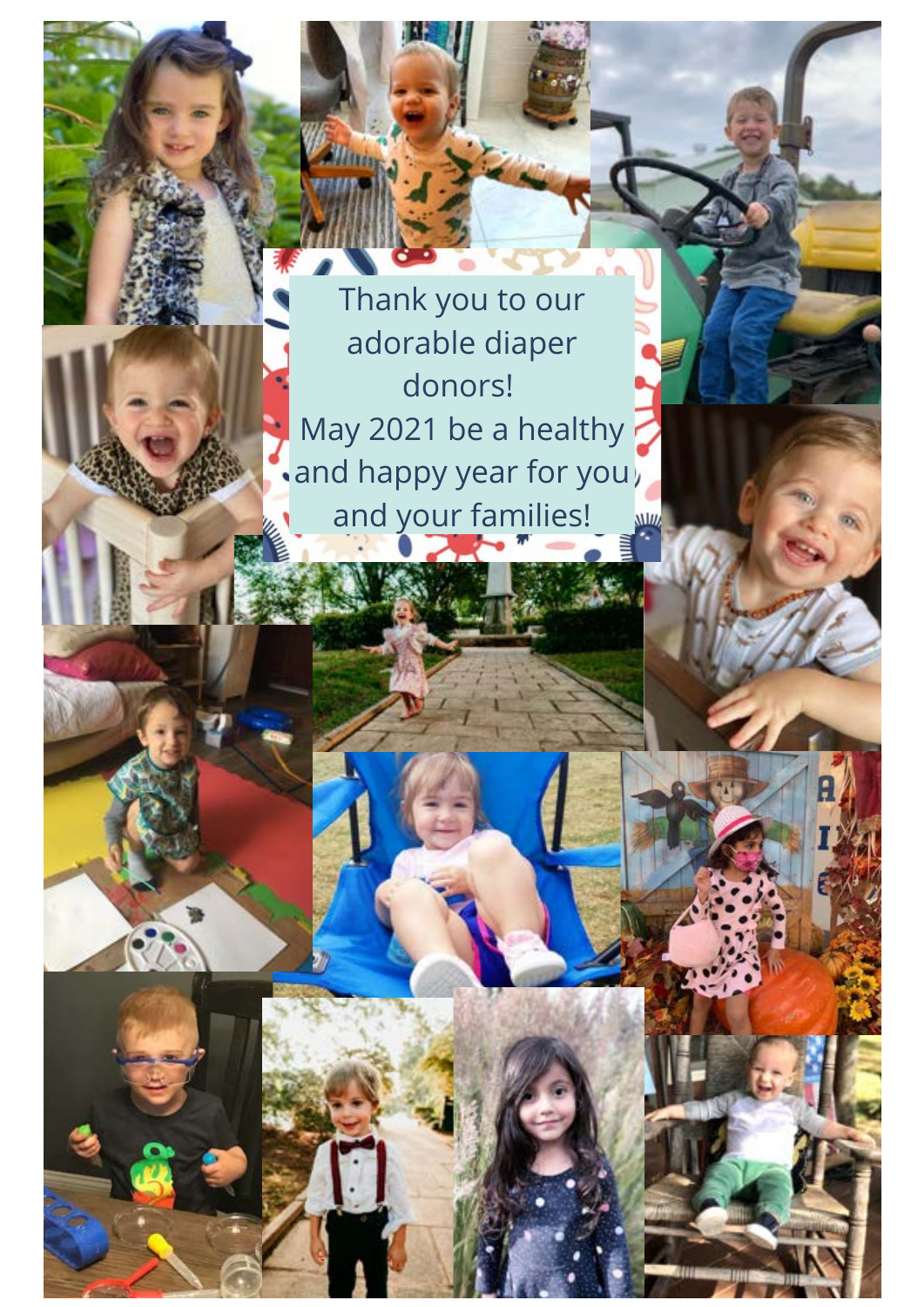Thank you to our adorable diaper donors!

May 2021 be a healthy and happy year for you and your families!